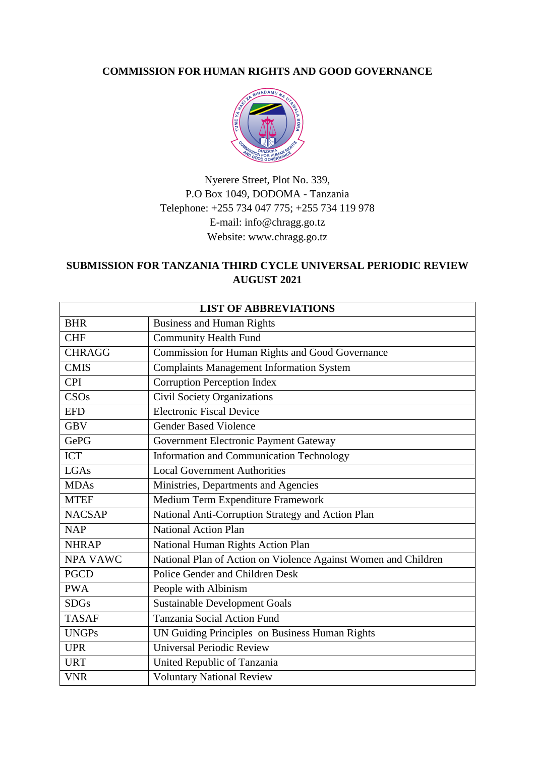# COMMISSION FOR HUMAN RIGHTS AND GOOD GOVERNANCE

Nyerere Street, Plot No. 339,
P.O Box 1049, DODOMA - Tanzania
Telephone: +255 734 047 775; +255 734 119 978
E-mail: info@chragg.go.tz
Website: www.chragg.go.tz

## SUBMISSION FOR TANZANIA THIRD CYCLE UNIVERSAL PERIODIC REVIEW AUGUST 2021

| LIST OF ABBREVIATIONS | |
|---|---|
| BHR | Business and Human Rights |
| CHF | Community Health Fund |
| CHRAGG | Commission for Human Rights and Good Governance |
| CMIS | Complaints Management Information System |
| CPI | Corruption Perception Index |
| CSOs | Civil Society Organizations |
| EFD | Electronic Fiscal Device |
| GBV | Gender Based Violence |
| GePG | Government Electronic Payment Gateway |
| ICT | Information and Communication Technology |
| LGAs | Local Government Authorities |
| MDAs | Ministries, Departments and Agencies |
| MTEF | Medium Term Expenditure Framework |
| NACSAP | National Anti-Corruption Strategy and Action Plan |
| NAP | National Action Plan |
| NHRAP | National Human Rights Action Plan |
| NPA VAWC | National Plan of Action on Violence Against Women and Children |
| PGCD | Police Gender and Children Desk |
| PWA | People with Albinism |
| SDGs | Sustainable Development Goals |
| TASAF | Tanzania Social Action Fund |
| UNGPs | UN Guiding Principles on Business Human Rights |
| UPR | Universal Periodic Review |
| URT | United Republic of Tanzania |
| VNR | Voluntary National Review |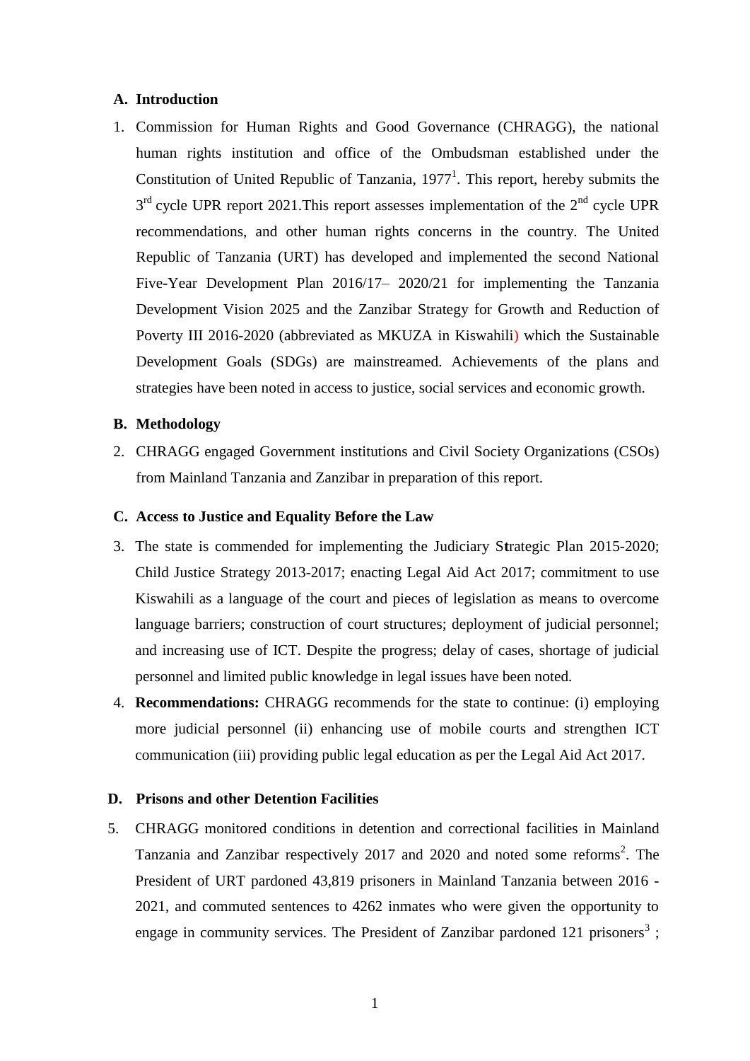## A. Introduction

1. Commission for Human Rights and Good Governance (CHRAGG), the national human rights institution and office of the Ombudsman established under the Constitution of United Republic of Tanzania, 1977[1]. This report, hereby submits the 3rd cycle UPR report 2021.This report assesses implementation of the 2nd cycle UPR recommendations, and other human rights concerns in the country. The United Republic of Tanzania (URT) has developed and implemented the second National Five-Year Development Plan 2016/17– 2020/21 for implementing the Tanzania Development Vision 2025 and the Zanzibar Strategy for Growth and Reduction of Poverty III 2016-2020 (abbreviated as MKUZA in Kiswahili) which the Sustainable Development Goals (SDGs) are mainstreamed. Achievements of the plans and strategies have been noted in access to justice, social services and economic growth.

## B. Methodology

2. CHRAGG engaged Government institutions and Civil Society Organizations (CSOs) from Mainland Tanzania and Zanzibar in preparation of this report.

## C. Access to Justice and Equality Before the Law

3. The state is commended for implementing the Judiciary Strategic Plan 2015-2020; Child Justice Strategy 2013-2017; enacting Legal Aid Act 2017; commitment to use Kiswahili as a language of the court and pieces of legislation as means to overcome language barriers; construction of court structures; deployment of judicial personnel; and increasing use of ICT. Despite the progress; delay of cases, shortage of judicial personnel and limited public knowledge in legal issues have been noted.

4. **Recommendations:** CHRAGG recommends for the state to continue: (i) employing more judicial personnel (ii) enhancing use of mobile courts and strengthen ICT communication (iii) providing public legal education as per the Legal Aid Act 2017.

## D. Prisons and other Detention Facilities

5. CHRAGG monitored conditions in detention and correctional facilities in Mainland Tanzania and Zanzibar respectively 2017 and 2020 and noted some reforms[2]. The President of URT pardoned 43,819 prisoners in Mainland Tanzania between 2016 - 2021, and commuted sentences to 4262 inmates who were given the opportunity to engage in community services. The President of Zanzibar pardoned 121 prisoners[3] ;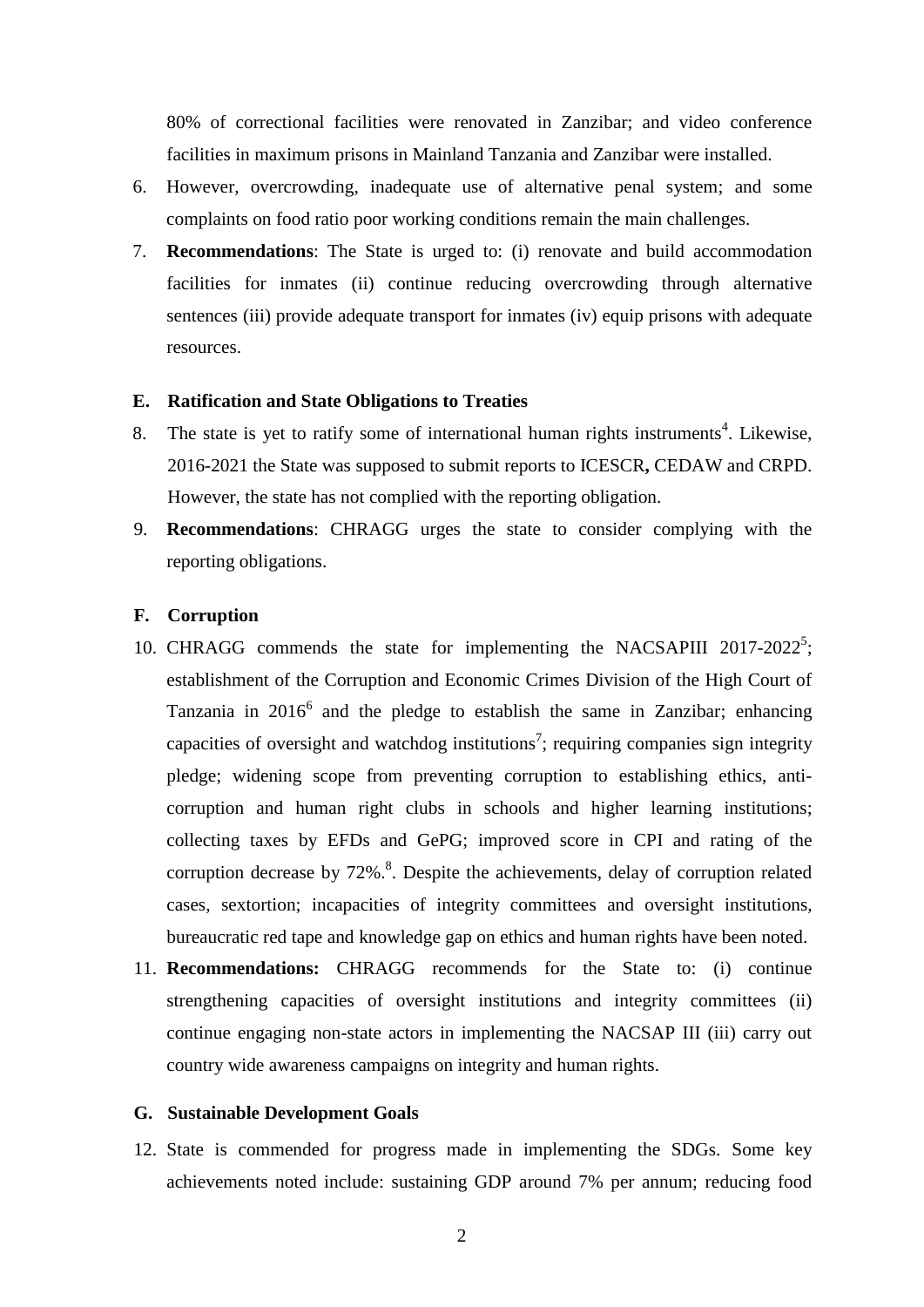80% of correctional facilities were renovated in Zanzibar; and video conference facilities in maximum prisons in Mainland Tanzania and Zanzibar were installed.

6. However, overcrowding, inadequate use of alternative penal system; and some complaints on food ratio poor working conditions remain the main challenges.

7. **Recommendations**: The State is urged to: (i) renovate and build accommodation facilities for inmates (ii) continue reducing overcrowding through alternative sentences (iii) provide adequate transport for inmates (iv) equip prisons with adequate resources.

### E. Ratification and State Obligations to Treaties

8. The state is yet to ratify some of international human rights instruments[4]. Likewise, 2016-2021 the State was supposed to submit reports to ICESCR**,** CEDAW and CRPD. However, the state has not complied with the reporting obligation.

9. **Recommendations**: CHRAGG urges the state to consider complying with the reporting obligations.

### F. Corruption

10. CHRAGG commends the state for implementing the NACSAPIII 2017-2022[5]; establishment of the Corruption and Economic Crimes Division of the High Court of Tanzania in 2016[6] and the pledge to establish the same in Zanzibar; enhancing capacities of oversight and watchdog institutions[7]; requiring companies sign integrity pledge; widening scope from preventing corruption to establishing ethics, anti-corruption and human right clubs in schools and higher learning institutions; collecting taxes by EFDs and GePG; improved score in CPI and rating of the corruption decrease by 72%.[8]. Despite the achievements, delay of corruption related cases, sextortion; incapacities of integrity committees and oversight institutions, bureaucratic red tape and knowledge gap on ethics and human rights have been noted.

11. **Recommendations:** CHRAGG recommends for the State to: (i) continue strengthening capacities of oversight institutions and integrity committees (ii) continue engaging non-state actors in implementing the NACSAP III (iii) carry out country wide awareness campaigns on integrity and human rights.

### G. Sustainable Development Goals

12. State is commended for progress made in implementing the SDGs. Some key achievements noted include: sustaining GDP around 7% per annum; reducing food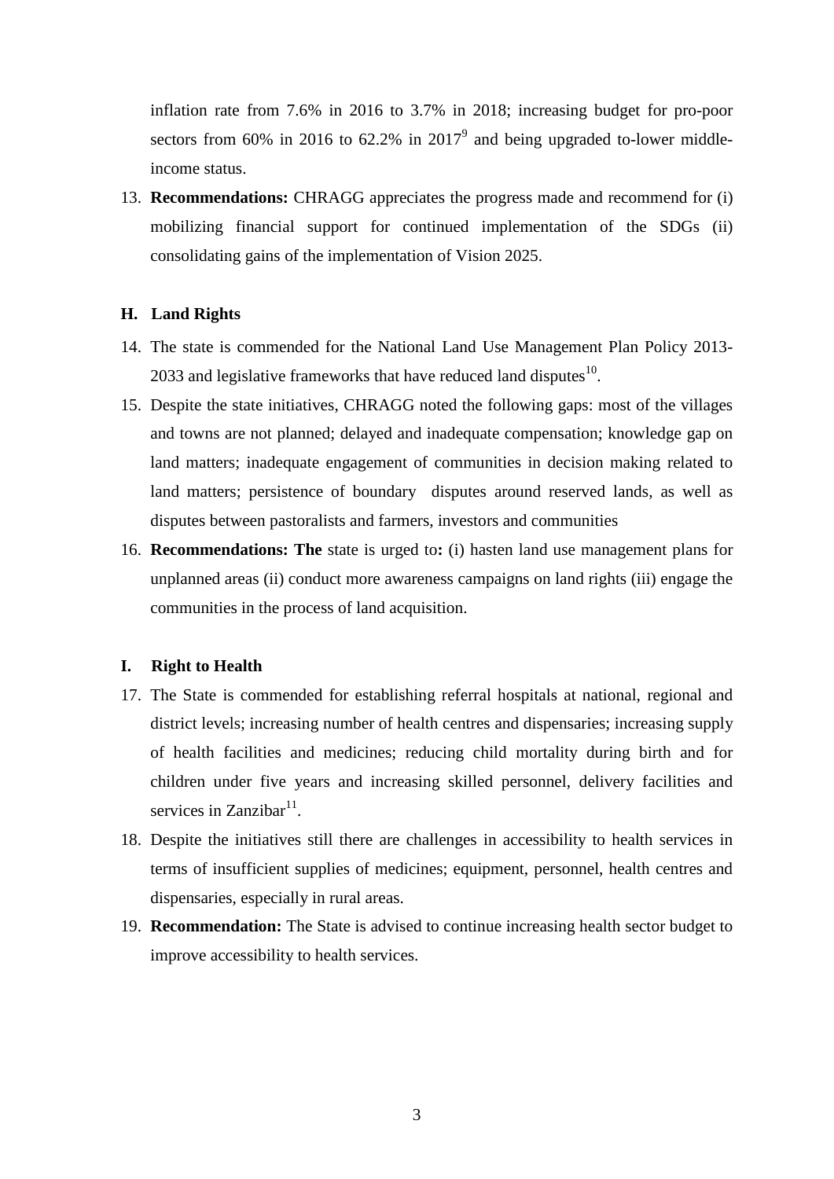inflation rate from 7.6% in 2016 to 3.7% in 2018; increasing budget for pro-poor sectors from 60% in 2016 to 62.2% in 2017[9] and being upgraded to-lower middle-income status.

13. **Recommendations:** CHRAGG appreciates the progress made and recommend for (i) mobilizing financial support for continued implementation of the SDGs (ii) consolidating gains of the implementation of Vision 2025.

### H. Land Rights

14. The state is commended for the National Land Use Management Plan Policy 2013-2033 and legislative frameworks that have reduced land disputes[10].
15. Despite the state initiatives, CHRAGG noted the following gaps: most of the villages and towns are not planned; delayed and inadequate compensation; knowledge gap on land matters; inadequate engagement of communities in decision making related to land matters; persistence of boundary disputes around reserved lands, as well as disputes between pastoralists and farmers, investors and communities
16. **Recommendations: The** state is urged to**:** (i) hasten land use management plans for unplanned areas (ii) conduct more awareness campaigns on land rights (iii) engage the communities in the process of land acquisition.

### I. Right to Health

17. The State is commended for establishing referral hospitals at national, regional and district levels; increasing number of health centres and dispensaries; increasing supply of health facilities and medicines; reducing child mortality during birth and for children under five years and increasing skilled personnel, delivery facilities and services in Zanzibar[11].
18. Despite the initiatives still there are challenges in accessibility to health services in terms of insufficient supplies of medicines; equipment, personnel, health centres and dispensaries, especially in rural areas.
19. **Recommendation:** The State is advised to continue increasing health sector budget to improve accessibility to health services.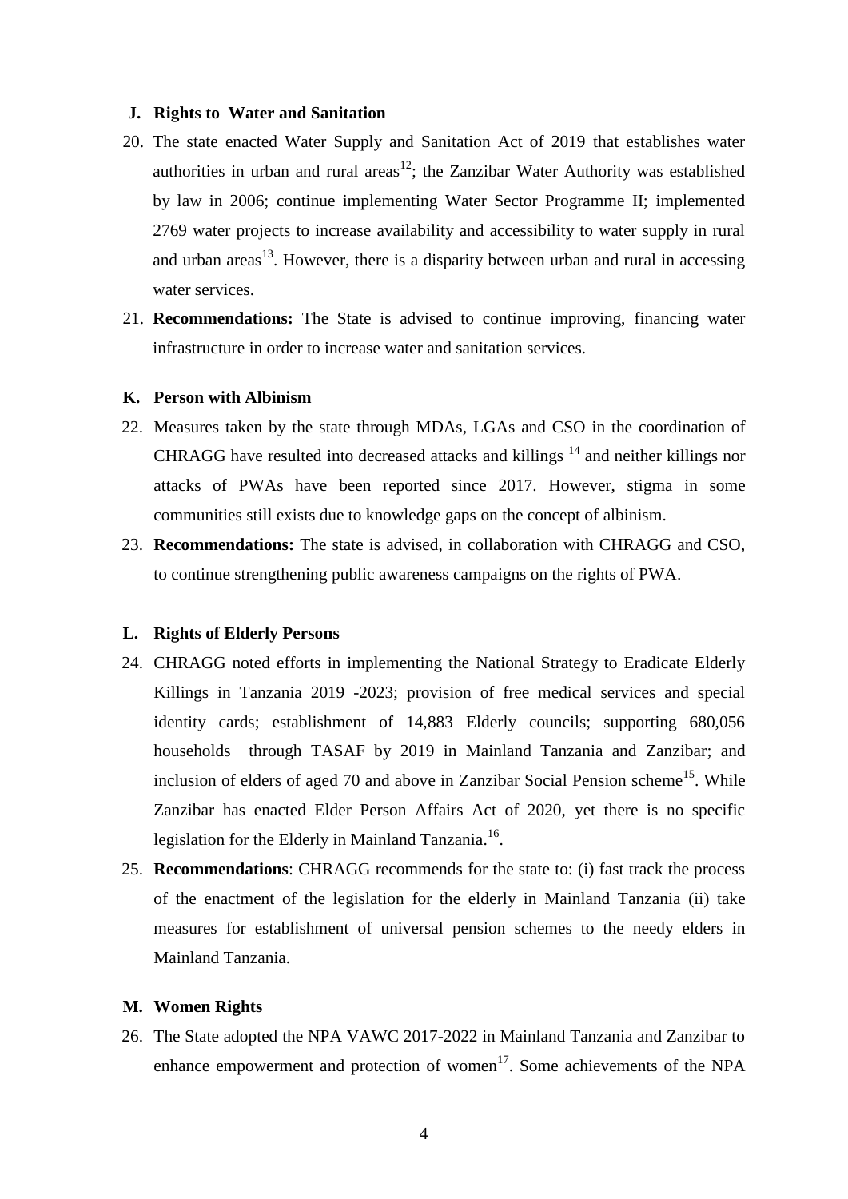### J. Rights to Water and Sanitation

20. The state enacted Water Supply and Sanitation Act of 2019 that establishes water authorities in urban and rural areas[12]; the Zanzibar Water Authority was established by law in 2006; continue implementing Water Sector Programme II; implemented 2769 water projects to increase availability and accessibility to water supply in rural and urban areas[13]. However, there is a disparity between urban and rural in accessing water services.

21. **Recommendations:** The State is advised to continue improving, financing water infrastructure in order to increase water and sanitation services.

### K. Person with Albinism

22. Measures taken by the state through MDAs, LGAs and CSO in the coordination of CHRAGG have resulted into decreased attacks and killings [14] and neither killings nor attacks of PWAs have been reported since 2017. However, stigma in some communities still exists due to knowledge gaps on the concept of albinism.

23. **Recommendations:** The state is advised, in collaboration with CHRAGG and CSO, to continue strengthening public awareness campaigns on the rights of PWA.

### L. Rights of Elderly Persons

24. CHRAGG noted efforts in implementing the National Strategy to Eradicate Elderly Killings in Tanzania 2019 -2023; provision of free medical services and special identity cards; establishment of 14,883 Elderly councils; supporting 680,056 households through TASAF by 2019 in Mainland Tanzania and Zanzibar; and inclusion of elders of aged 70 and above in Zanzibar Social Pension scheme[15]. While Zanzibar has enacted Elder Person Affairs Act of 2020, yet there is no specific legislation for the Elderly in Mainland Tanzania.[16].

25. **Recommendations**: CHRAGG recommends for the state to: (i) fast track the process of the enactment of the legislation for the elderly in Mainland Tanzania (ii) take measures for establishment of universal pension schemes to the needy elders in Mainland Tanzania.

### M. Women Rights

26. The State adopted the NPA VAWC 2017-2022 in Mainland Tanzania and Zanzibar to enhance empowerment and protection of women[17]. Some achievements of the NPA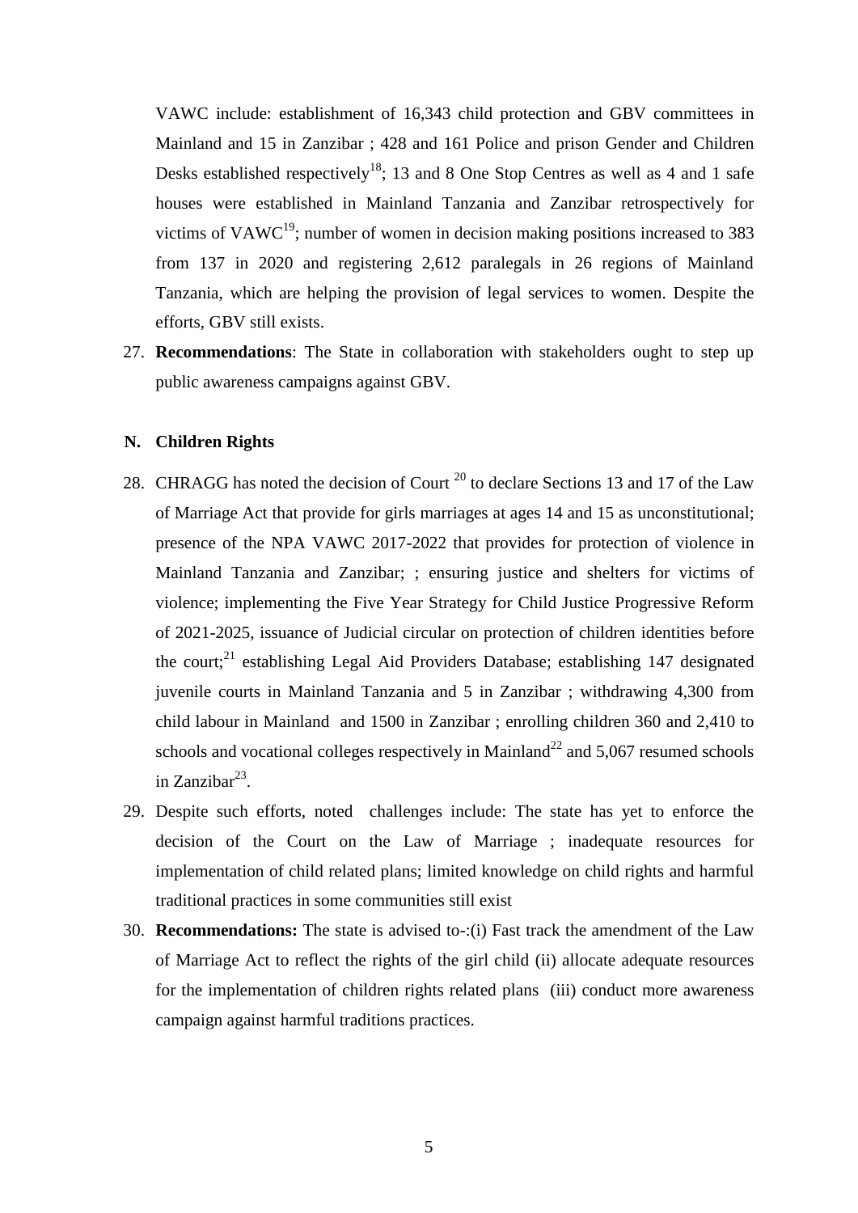VAWC include: establishment of 16,343 child protection and GBV committees in Mainland and 15 in Zanzibar ; 428 and 161 Police and prison Gender and Children Desks established respectively[18]; 13 and 8 One Stop Centres as well as 4 and 1 safe houses were established in Mainland Tanzania and Zanzibar retrospectively for victims of VAWC[19]; number of women in decision making positions increased to 383 from 137 in 2020 and registering 2,612 paralegals in 26 regions of Mainland Tanzania, which are helping the provision of legal services to women. Despite the efforts, GBV still exists.

27. **Recommendations**: The State in collaboration with stakeholders ought to step up public awareness campaigns against GBV.

## N. Children Rights

28. CHRAGG has noted the decision of Court [20] to declare Sections 13 and 17 of the Law of Marriage Act that provide for girls marriages at ages 14 and 15 as unconstitutional; presence of the NPA VAWC 2017-2022 that provides for protection of violence in Mainland Tanzania and Zanzibar; ; ensuring justice and shelters for victims of violence; implementing the Five Year Strategy for Child Justice Progressive Reform of 2021-2025, issuance of Judicial circular on protection of children identities before the court;[21] establishing Legal Aid Providers Database; establishing 147 designated juvenile courts in Mainland Tanzania and 5 in Zanzibar ; withdrawing 4,300 from child labour in Mainland and 1500 in Zanzibar ; enrolling children 360 and 2,410 to schools and vocational colleges respectively in Mainland[22] and 5,067 resumed schools in Zanzibar[23].

29. Despite such efforts, noted challenges include: The state has yet to enforce the decision of the Court on the Law of Marriage ; inadequate resources for implementation of child related plans; limited knowledge on child rights and harmful traditional practices in some communities still exist

30. **Recommendations:** The state is advised to-:(i) Fast track the amendment of the Law of Marriage Act to reflect the rights of the girl child (ii) allocate adequate resources for the implementation of children rights related plans (iii) conduct more awareness campaign against harmful traditions practices.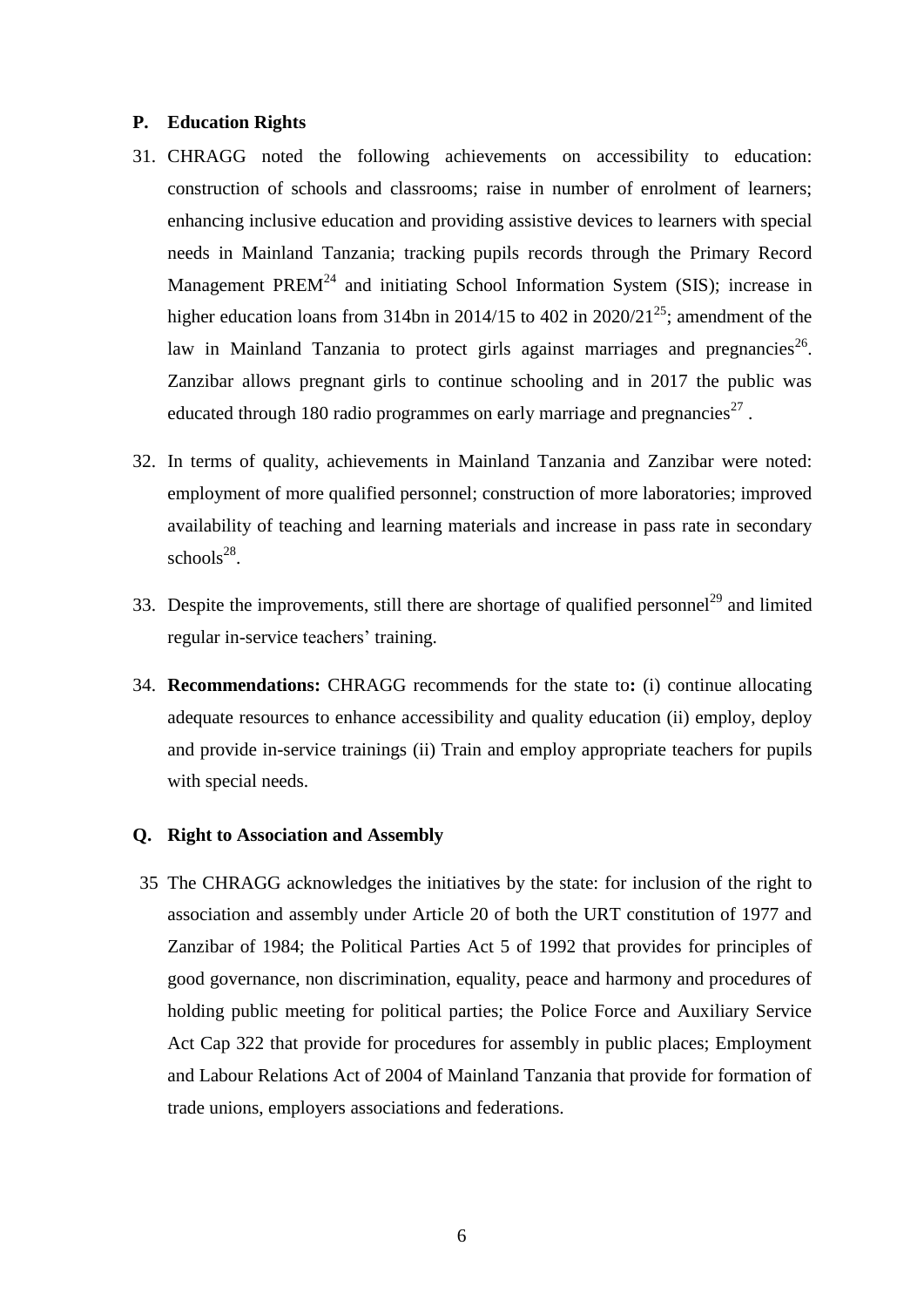## P. Education Rights

31. CHRAGG noted the following achievements on accessibility to education: construction of schools and classrooms; raise in number of enrolment of learners; enhancing inclusive education and providing assistive devices to learners with special needs in Mainland Tanzania; tracking pupils records through the Primary Record Management PREM[24] and initiating School Information System (SIS); increase in higher education loans from 314bn in 2014/15 to 402 in 2020/21[25]; amendment of the law in Mainland Tanzania to protect girls against marriages and pregnancies[26]. Zanzibar allows pregnant girls to continue schooling and in 2017 the public was educated through 180 radio programmes on early marriage and pregnancies[27] .

32. In terms of quality, achievements in Mainland Tanzania and Zanzibar were noted: employment of more qualified personnel; construction of more laboratories; improved availability of teaching and learning materials and increase in pass rate in secondary schools[28].

33. Despite the improvements, still there are shortage of qualified personnel[29] and limited regular in-service teachers' training.

34. **Recommendations:** CHRAGG recommends for the state to**:** (i) continue allocating adequate resources to enhance accessibility and quality education (ii) employ, deploy and provide in-service trainings (ii) Train and employ appropriate teachers for pupils with special needs.

## Q. Right to Association and Assembly

35 The CHRAGG acknowledges the initiatives by the state: for inclusion of the right to association and assembly under Article 20 of both the URT constitution of 1977 and Zanzibar of 1984; the Political Parties Act 5 of 1992 that provides for principles of good governance, non discrimination, equality, peace and harmony and procedures of holding public meeting for political parties; the Police Force and Auxiliary Service Act Cap 322 that provide for procedures for assembly in public places; Employment and Labour Relations Act of 2004 of Mainland Tanzania that provide for formation of trade unions, employers associations and federations.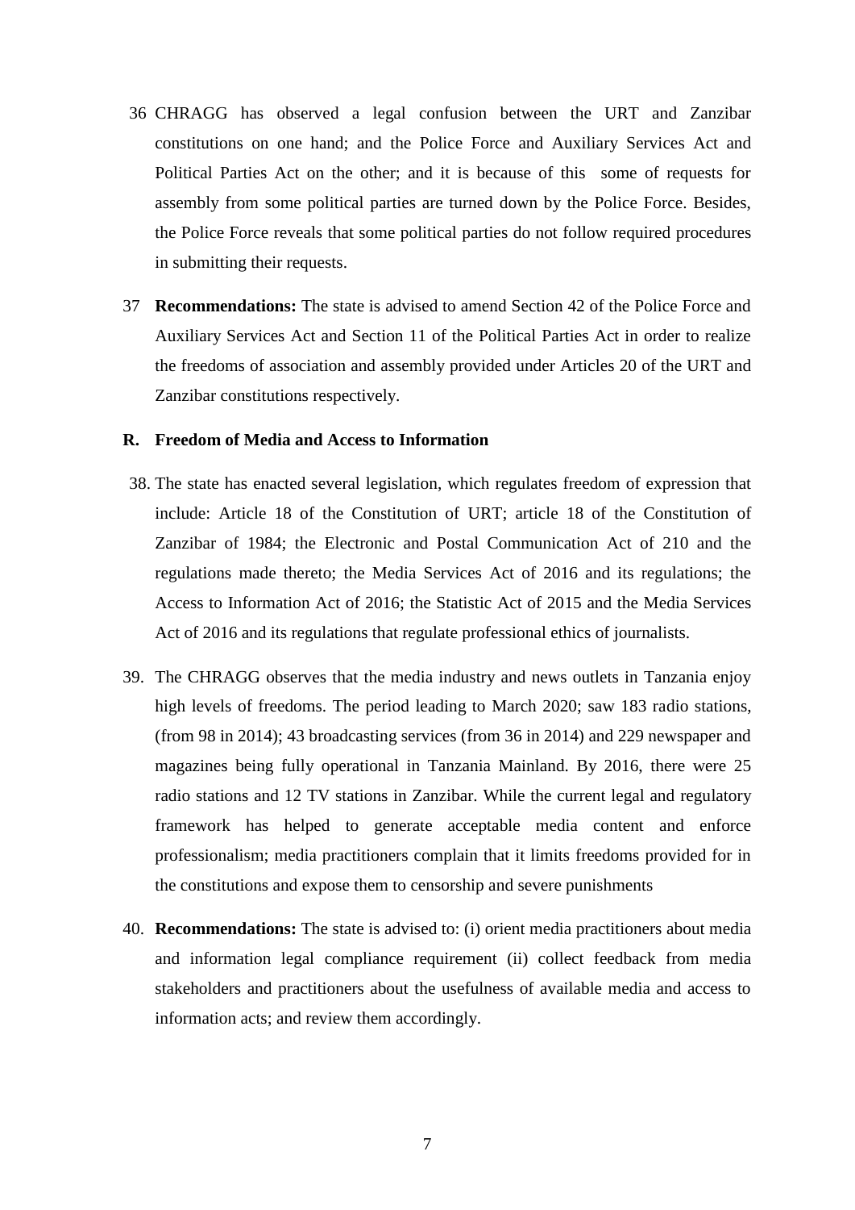36 CHRAGG has observed a legal confusion between the URT and Zanzibar constitutions on one hand; and the Police Force and Auxiliary Services Act and Political Parties Act on the other; and it is because of this some of requests for assembly from some political parties are turned down by the Police Force. Besides, the Police Force reveals that some political parties do not follow required procedures in submitting their requests.

37 **Recommendations:** The state is advised to amend Section 42 of the Police Force and Auxiliary Services Act and Section 11 of the Political Parties Act in order to realize the freedoms of association and assembly provided under Articles 20 of the URT and Zanzibar constitutions respectively.

### R. Freedom of Media and Access to Information

38. The state has enacted several legislation, which regulates freedom of expression that include: Article 18 of the Constitution of URT; article 18 of the Constitution of Zanzibar of 1984; the Electronic and Postal Communication Act of 210 and the regulations made thereto; the Media Services Act of 2016 and its regulations; the Access to Information Act of 2016; the Statistic Act of 2015 and the Media Services Act of 2016 and its regulations that regulate professional ethics of journalists.

39. The CHRAGG observes that the media industry and news outlets in Tanzania enjoy high levels of freedoms. The period leading to March 2020; saw 183 radio stations, (from 98 in 2014); 43 broadcasting services (from 36 in 2014) and 229 newspaper and magazines being fully operational in Tanzania Mainland. By 2016, there were 25 radio stations and 12 TV stations in Zanzibar. While the current legal and regulatory framework has helped to generate acceptable media content and enforce professionalism; media practitioners complain that it limits freedoms provided for in the constitutions and expose them to censorship and severe punishments

40. **Recommendations:** The state is advised to: (i) orient media practitioners about media and information legal compliance requirement (ii) collect feedback from media stakeholders and practitioners about the usefulness of available media and access to information acts; and review them accordingly.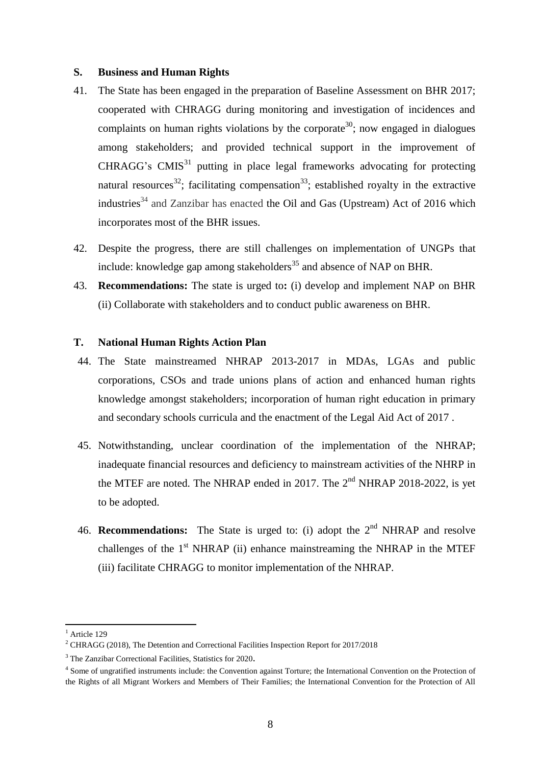## S. Business and Human Rights

41. The State has been engaged in the preparation of Baseline Assessment on BHR 2017; cooperated with CHRAGG during monitoring and investigation of incidences and complaints on human rights violations by the corporate[30]; now engaged in dialogues among stakeholders; and provided technical support in the improvement of CHRAGG's CMIS[31] putting in place legal frameworks advocating for protecting natural resources[32]; facilitating compensation[33]; established royalty in the extractive industries[34] and Zanzibar has enacted the Oil and Gas (Upstream) Act of 2016 which incorporates most of the BHR issues.

42. Despite the progress, there are still challenges on implementation of UNGPs that include: knowledge gap among stakeholders[35] and absence of NAP on BHR.

43. **Recommendations:** The state is urged to**:** (i) develop and implement NAP on BHR (ii) Collaborate with stakeholders and to conduct public awareness on BHR.

## T. National Human Rights Action Plan

44. The State mainstreamed NHRAP 2013-2017 in MDAs, LGAs and public corporations, CSOs and trade unions plans of action and enhanced human rights knowledge amongst stakeholders; incorporation of human right education in primary and secondary schools curricula and the enactment of the Legal Aid Act of 2017 .

45. Notwithstanding, unclear coordination of the implementation of the NHRAP; inadequate financial resources and deficiency to mainstream activities of the NHRP in the MTEF are noted. The NHRAP ended in 2017. The 2nd NHRAP 2018-2022, is yet to be adopted.

46. **Recommendations:** The State is urged to: (i) adopt the 2nd NHRAP and resolve challenges of the 1st NHRAP (ii) enhance mainstreaming the NHRAP in the MTEF (iii) facilitate CHRAGG to monitor implementation of the NHRAP.

---

[1] Article 129

[2] CHRAGG (2018), The Detention and Correctional Facilities Inspection Report for 2017/2018

[3] The Zanzibar Correctional Facilities, Statistics for 2020.

[4] Some of ungratified instruments include: the Convention against Torture; the International Convention on the Protection of the Rights of all Migrant Workers and Members of Their Families; the International Convention for the Protection of All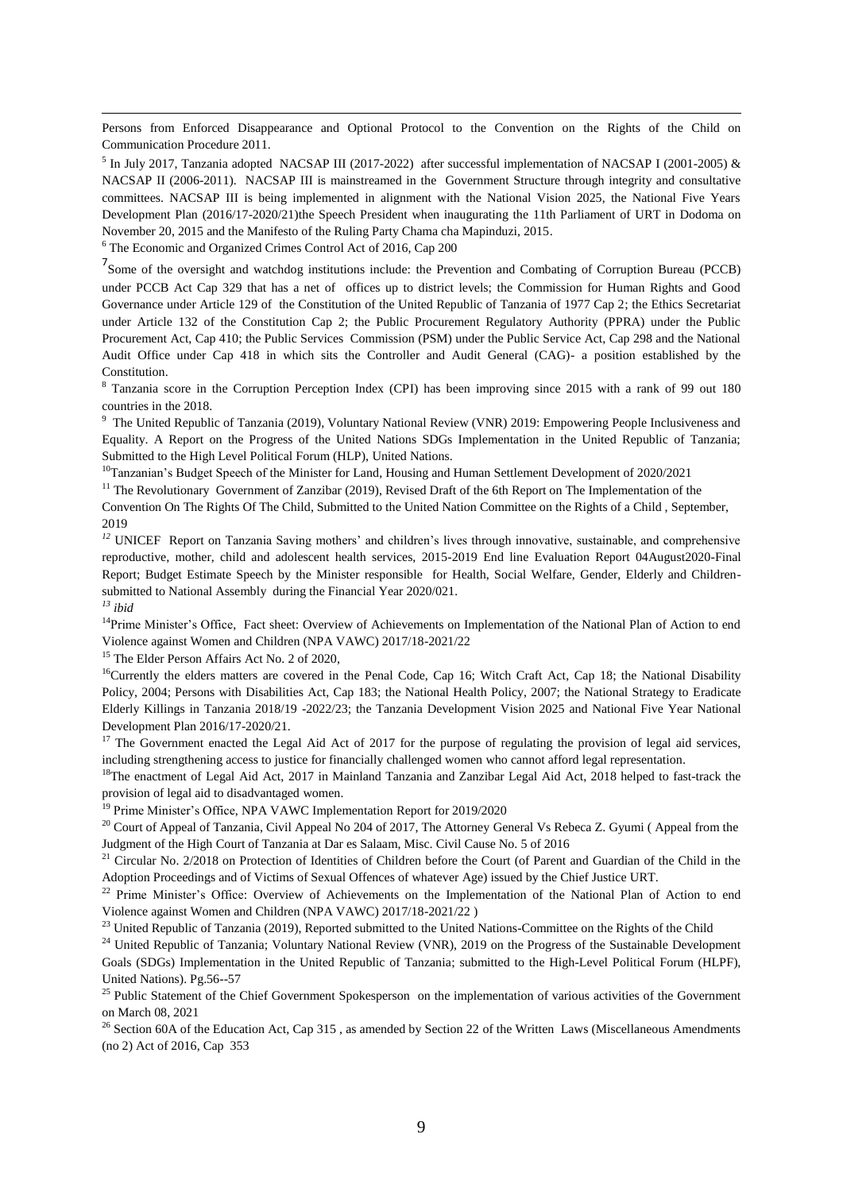Persons from Enforced Disappearance and Optional Protocol to the Convention on the Rights of the Child on Communication Procedure 2011.

[5] In July 2017, Tanzania adopted NACSAP III (2017-2022) after successful implementation of NACSAP I (2001-2005) & NACSAP II (2006-2011). NACSAP III is mainstreamed in the Government Structure through integrity and consultative committees. NACSAP III is being implemented in alignment with the National Vision 2025, the National Five Years Development Plan (2016/17-2020/21)the Speech President when inaugurating the 11th Parliament of URT in Dodoma on November 20, 2015 and the Manifesto of the Ruling Party Chama cha Mapinduzi, 2015.

[6] The Economic and Organized Crimes Control Act of 2016, Cap 200

[7] Some of the oversight and watchdog institutions include: the Prevention and Combating of Corruption Bureau (PCCB) under PCCB Act Cap 329 that has a net of offices up to district levels; the Commission for Human Rights and Good Governance under Article 129 of the Constitution of the United Republic of Tanzania of 1977 Cap 2; the Ethics Secretariat under Article 132 of the Constitution Cap 2; the Public Procurement Regulatory Authority (PPRA) under the Public Procurement Act, Cap 410; the Public Services Commission (PSM) under the Public Service Act, Cap 298 and the National Audit Office under Cap 418 in which sits the Controller and Audit General (CAG)- a position established by the Constitution.

[8] Tanzania score in the Corruption Perception Index (CPI) has been improving since 2015 with a rank of 99 out 180 countries in the 2018.

[9] The United Republic of Tanzania (2019), Voluntary National Review (VNR) 2019: Empowering People Inclusiveness and Equality. A Report on the Progress of the United Nations SDGs Implementation in the United Republic of Tanzania; Submitted to the High Level Political Forum (HLP), United Nations.

[10] Tanzanian's Budget Speech of the Minister for Land, Housing and Human Settlement Development of 2020/2021

[11] The Revolutionary Government of Zanzibar (2019), Revised Draft of the 6th Report on The Implementation of the Convention On The Rights Of The Child, Submitted to the United Nation Committee on the Rights of a Child , September, 2019

[12] UNICEF Report on Tanzania Saving mothers' and children's lives through innovative, sustainable, and comprehensive reproductive, mother, child and adolescent health services, 2015-2019 End line Evaluation Report 04August2020-Final Report; Budget Estimate Speech by the Minister responsible for Health, Social Welfare, Gender, Elderly and Children- submitted to National Assembly during the Financial Year 2020/021.

[13] *ibid*

[14] Prime Minister's Office, Fact sheet: Overview of Achievements on Implementation of the National Plan of Action to end Violence against Women and Children (NPA VAWC) 2017/18-2021/22

[15] The Elder Person Affairs Act No. 2 of 2020,

[16] Currently the elders matters are covered in the Penal Code, Cap 16; Witch Craft Act, Cap 18; the National Disability Policy, 2004; Persons with Disabilities Act, Cap 183; the National Health Policy, 2007; the National Strategy to Eradicate Elderly Killings in Tanzania 2018/19 -2022/23; the Tanzania Development Vision 2025 and National Five Year National Development Plan 2016/17-2020/21.

[17] The Government enacted the Legal Aid Act of 2017 for the purpose of regulating the provision of legal aid services, including strengthening access to justice for financially challenged women who cannot afford legal representation.

[18] The enactment of Legal Aid Act, 2017 in Mainland Tanzania and Zanzibar Legal Aid Act, 2018 helped to fast-track the provision of legal aid to disadvantaged women.

[19] Prime Minister's Office, NPA VAWC Implementation Report for 2019/2020

[20] Court of Appeal of Tanzania, Civil Appeal No 204 of 2017, The Attorney General Vs Rebeca Z. Gyumi ( Appeal from the Judgment of the High Court of Tanzania at Dar es Salaam, Misc. Civil Cause No. 5 of 2016

[21] Circular No. 2/2018 on Protection of Identities of Children before the Court (of Parent and Guardian of the Child in the Adoption Proceedings and of Victims of Sexual Offences of whatever Age) issued by the Chief Justice URT.

[22] Prime Minister's Office: Overview of Achievements on the Implementation of the National Plan of Action to end Violence against Women and Children (NPA VAWC) 2017/18-2021/22 )

[23] United Republic of Tanzania (2019), Reported submitted to the United Nations-Committee on the Rights of the Child

[24] United Republic of Tanzania; Voluntary National Review (VNR), 2019 on the Progress of the Sustainable Development Goals (SDGs) Implementation in the United Republic of Tanzania; submitted to the High-Level Political Forum (HLPF), United Nations). Pg.56--57

[25] Public Statement of the Chief Government Spokesperson on the implementation of various activities of the Government on March 08, 2021

[26] Section 60A of the Education Act, Cap 315 , as amended by Section 22 of the Written Laws (Miscellaneous Amendments (no 2) Act of 2016, Cap 353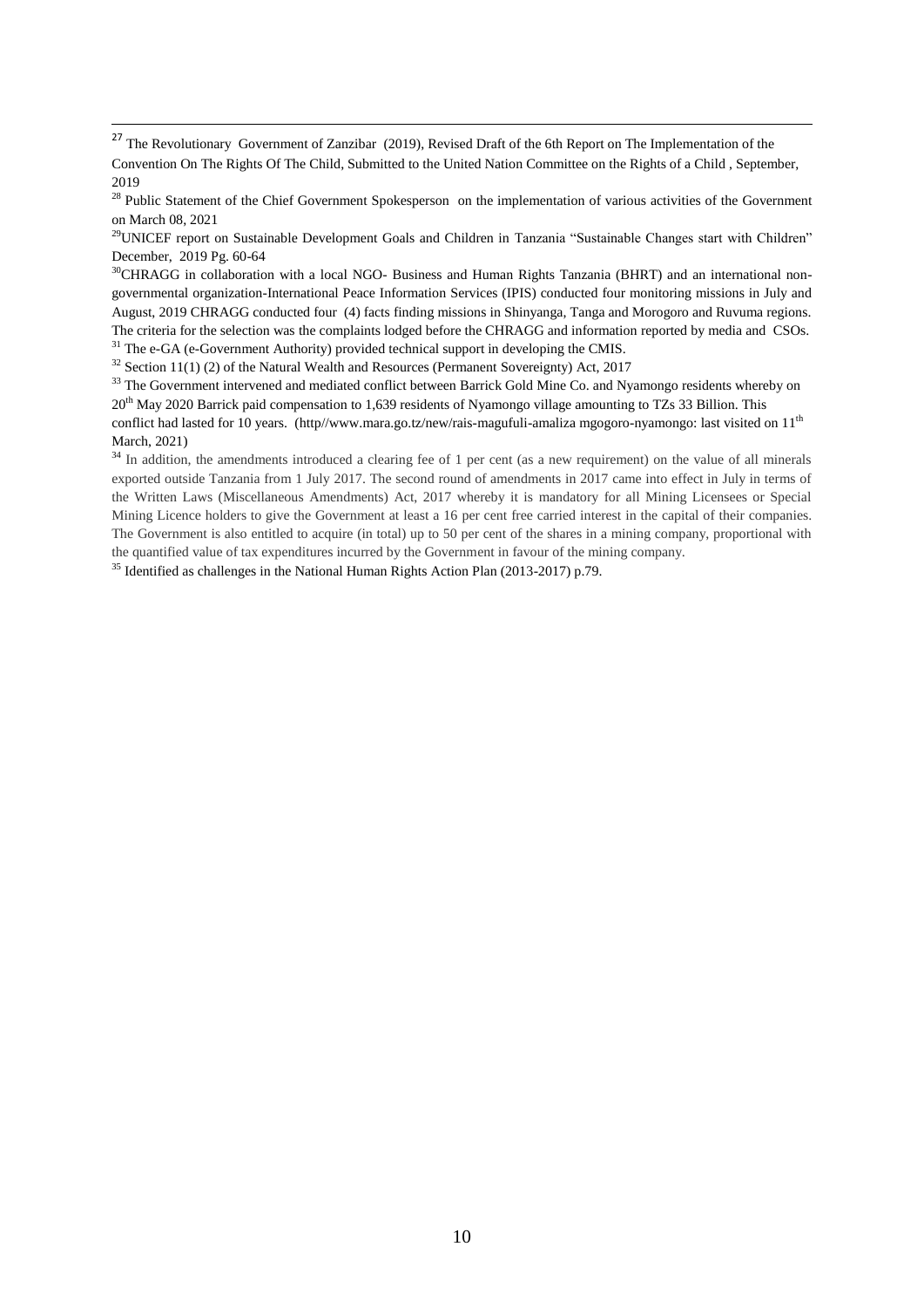[27] The Revolutionary Government of Zanzibar (2019), Revised Draft of the 6th Report on The Implementation of the Convention On The Rights Of The Child, Submitted to the United Nation Committee on the Rights of a Child , September, 2019

[28] Public Statement of the Chief Government Spokesperson on the implementation of various activities of the Government on March 08, 2021

[29] UNICEF report on Sustainable Development Goals and Children in Tanzania "Sustainable Changes start with Children" December, 2019 Pg. 60-64

[30] CHRAGG in collaboration with a local NGO- Business and Human Rights Tanzania (BHRT) and an international non-governmental organization-International Peace Information Services (IPIS) conducted four monitoring missions in July and August, 2019 CHRAGG conducted four (4) facts finding missions in Shinyanga, Tanga and Morogoro and Ruvuma regions. The criteria for the selection was the complaints lodged before the CHRAGG and information reported by media and CSOs.

[31] The e-GA (e-Government Authority) provided technical support in developing the CMIS.

[32] Section 11(1) (2) of the Natural Wealth and Resources (Permanent Sovereignty) Act, 2017

[33] The Government intervened and mediated conflict between Barrick Gold Mine Co. and Nyamongo residents whereby on 20th May 2020 Barrick paid compensation to 1,639 residents of Nyamongo village amounting to TZs 33 Billion. This conflict had lasted for 10 years. (http//www.mara.go.tz/new/rais-magufuli-amaliza mgogoro-nyamongo: last visited on 11th March, 2021)

[34] In addition, the amendments introduced a clearing fee of 1 per cent (as a new requirement) on the value of all minerals exported outside Tanzania from 1 July 2017. The second round of amendments in 2017 came into effect in July in terms of the Written Laws (Miscellaneous Amendments) Act, 2017 whereby it is mandatory for all Mining Licensees or Special Mining Licence holders to give the Government at least a 16 per cent free carried interest in the capital of their companies. The Government is also entitled to acquire (in total) up to 50 per cent of the shares in a mining company, proportional with the quantified value of tax expenditures incurred by the Government in favour of the mining company.

[35] Identified as challenges in the National Human Rights Action Plan (2013-2017) p.79.